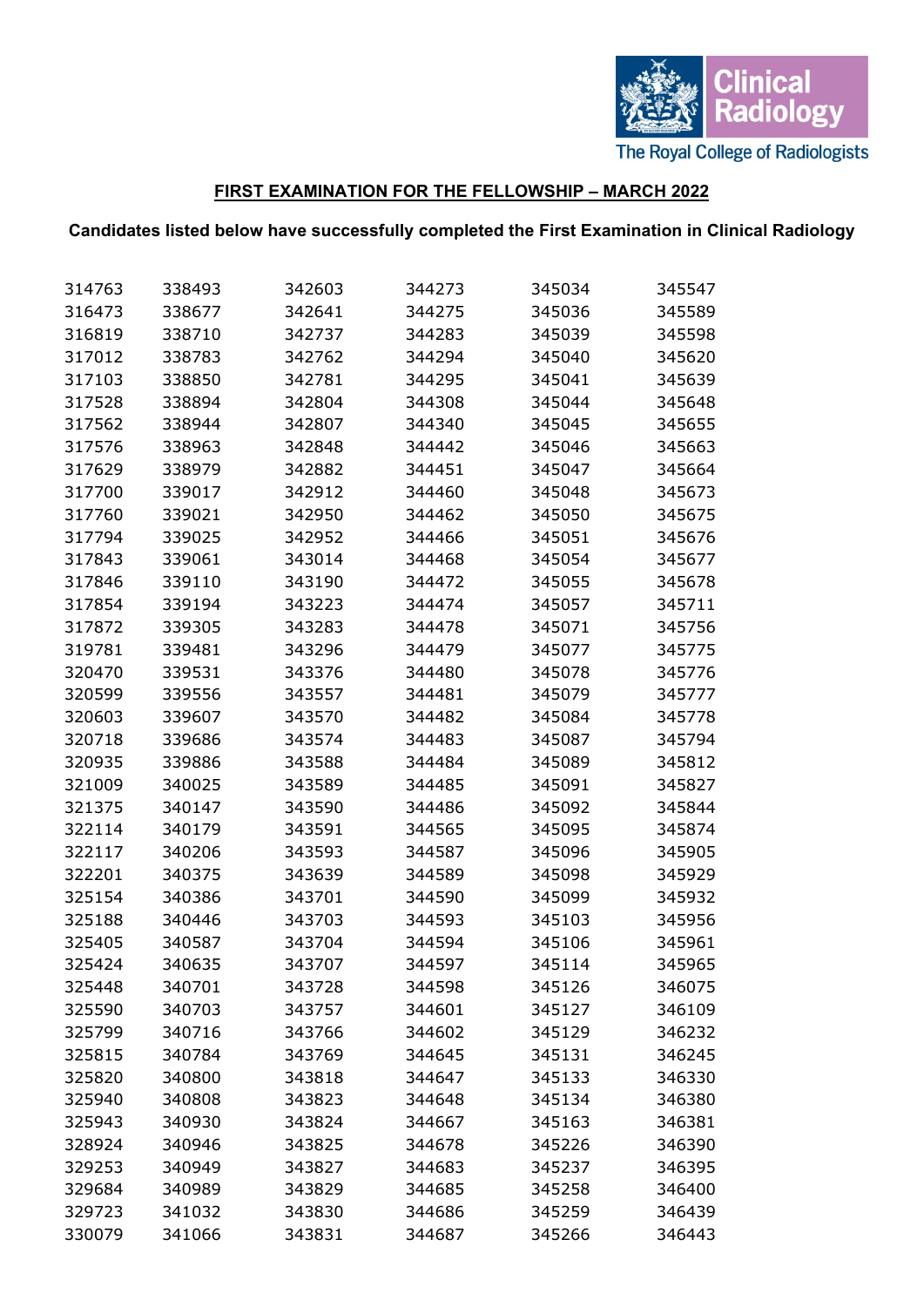The Royal College of Radiologists — Clinical Radiology

## FIRST EXAMINATION FOR THE FELLOWSHIP – MARCH 2022

**Candidates listed below have successfully completed the First Examination in Clinical Radiology**

| | | | | | |
|---|---|---|---|---|---|
| 314763 | 338493 | 342603 | 344273 | 345034 | 345547 |
| 316473 | 338677 | 342641 | 344275 | 345036 | 345589 |
| 316819 | 338710 | 342737 | 344283 | 345039 | 345598 |
| 317012 | 338783 | 342762 | 344294 | 345040 | 345620 |
| 317103 | 338850 | 342781 | 344295 | 345041 | 345639 |
| 317528 | 338894 | 342804 | 344308 | 345044 | 345648 |
| 317562 | 338944 | 342807 | 344340 | 345045 | 345655 |
| 317576 | 338963 | 342848 | 344442 | 345046 | 345663 |
| 317629 | 338979 | 342882 | 344451 | 345047 | 345664 |
| 317700 | 339017 | 342912 | 344460 | 345048 | 345673 |
| 317760 | 339021 | 342950 | 344462 | 345050 | 345675 |
| 317794 | 339025 | 342952 | 344466 | 345051 | 345676 |
| 317843 | 339061 | 343014 | 344468 | 345054 | 345677 |
| 317846 | 339110 | 343190 | 344472 | 345055 | 345678 |
| 317854 | 339194 | 343223 | 344474 | 345057 | 345711 |
| 317872 | 339305 | 343283 | 344478 | 345071 | 345756 |
| 319781 | 339481 | 343296 | 344479 | 345077 | 345775 |
| 320470 | 339531 | 343376 | 344480 | 345078 | 345776 |
| 320599 | 339556 | 343557 | 344481 | 345079 | 345777 |
| 320603 | 339607 | 343570 | 344482 | 345084 | 345778 |
| 320718 | 339686 | 343574 | 344483 | 345087 | 345794 |
| 320935 | 339886 | 343588 | 344484 | 345089 | 345812 |
| 321009 | 340025 | 343589 | 344485 | 345091 | 345827 |
| 321375 | 340147 | 343590 | 344486 | 345092 | 345844 |
| 322114 | 340179 | 343591 | 344565 | 345095 | 345874 |
| 322117 | 340206 | 343593 | 344587 | 345096 | 345905 |
| 322201 | 340375 | 343639 | 344589 | 345098 | 345929 |
| 325154 | 340386 | 343701 | 344590 | 345099 | 345932 |
| 325188 | 340446 | 343703 | 344593 | 345103 | 345956 |
| 325405 | 340587 | 343704 | 344594 | 345106 | 345961 |
| 325424 | 340635 | 343707 | 344597 | 345114 | 345965 |
| 325448 | 340701 | 343728 | 344598 | 345126 | 346075 |
| 325590 | 340703 | 343757 | 344601 | 345127 | 346109 |
| 325799 | 340716 | 343766 | 344602 | 345129 | 346232 |
| 325815 | 340784 | 343769 | 344645 | 345131 | 346245 |
| 325820 | 340800 | 343818 | 344647 | 345133 | 346330 |
| 325940 | 340808 | 343823 | 344648 | 345134 | 346380 |
| 325943 | 340930 | 343824 | 344667 | 345163 | 346381 |
| 328924 | 340946 | 343825 | 344678 | 345226 | 346390 |
| 329253 | 340949 | 343827 | 344683 | 345237 | 346395 |
| 329684 | 340989 | 343829 | 344685 | 345258 | 346400 |
| 329723 | 341032 | 343830 | 344686 | 345259 | 346439 |
| 330079 | 341066 | 343831 | 344687 | 345266 | 346443 |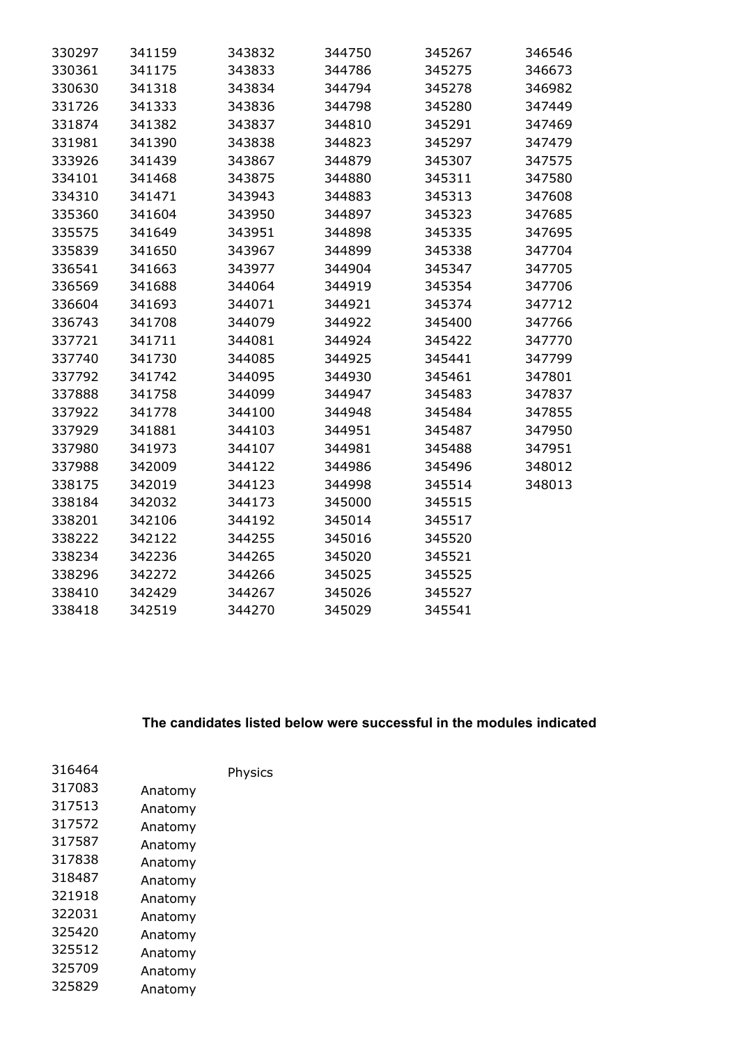330297
330361
330630
331726
331874
331981
333926
334101
334310
335360
335575
335839
336541
336569
336604
336743
337721
337740
337792
337888
337922
337929
337980
337988
338175
338184
338201
338222
338234
338296
338410
338418
341159
341175
341318
341333
341382
341390
341439
341468
341471
341604
341649
341650
341663
341688
341693
341708
341711
341730
341742
341758
341778
341881
341973
342009
342019
342032
342106
342122
342236
342272
342429
342519
343832
343833
343834
343836
343837
343838
343867
343875
343943
343950
343951
343967
343977
344064
344071
344079
344081
344085
344095
344099
344100
344103
344107
344122
344123
344173
344192
344255
344265
344266
344267
344270
344750
344786
344794
344798
344810
344823
344879
344880
344883
344897
344898
344899
344904
344919
344921
344922
344924
344925
344930
344947
344948
344951
344981
344986
344998
345000
345014
345016
345020
345025
345026
345029
345267
345275
345278
345280
345291
345297
345307
345311
345313
345323
345335
345338
345347
345354
345374
345400
345422
345441
345461
345483
345484
345487
345488
345496
345514
345515
345517
345520
345521
345525
345527
345541
346546
346673
346982
347449
347469
347479
347575
347580
347608
347685
347695
347704
347705
347706
347712
347766
347770
347799
347801
347837
347855
347950
347951
348012
348013

**The candidates listed below were successful in the modules indicated**

| | | |
|---|---|---|
| 316464 | | Physics |
| 317083 | Anatomy | |
| 317513 | Anatomy | |
| 317572 | Anatomy | |
| 317587 | Anatomy | |
| 317838 | Anatomy | |
| 318487 | Anatomy | |
| 321918 | Anatomy | |
| 322031 | Anatomy | |
| 325420 | Anatomy | |
| 325512 | Anatomy | |
| 325709 | Anatomy | |
| 325829 | Anatomy | |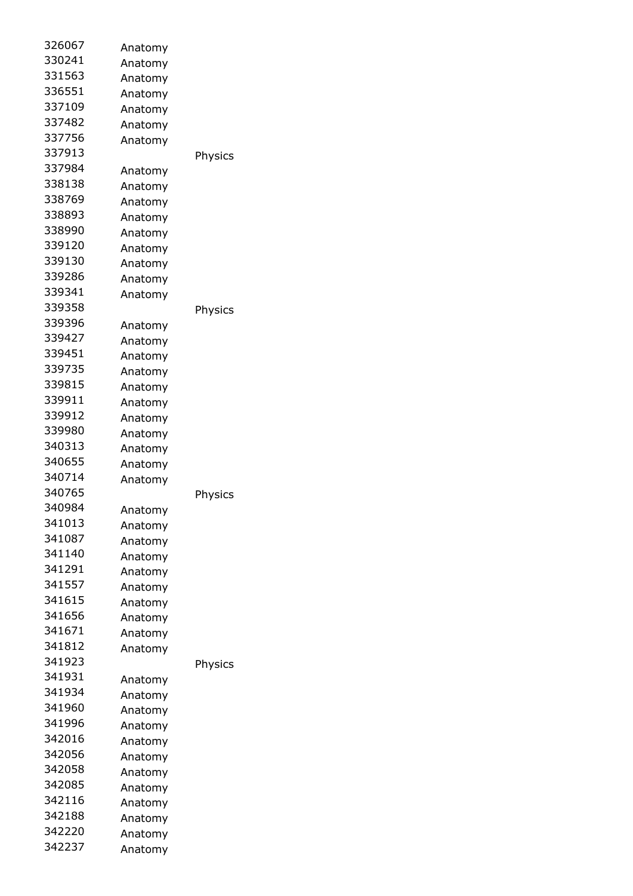| | | |
|---|---|---|
| 326067 | Anatomy | |
| 330241 | Anatomy | |
| 331563 | Anatomy | |
| 336551 | Anatomy | |
| 337109 | Anatomy | |
| 337482 | Anatomy | |
| 337756 | Anatomy | |
| 337913 | | Physics |
| 337984 | Anatomy | |
| 338138 | Anatomy | |
| 338769 | Anatomy | |
| 338893 | Anatomy | |
| 338990 | Anatomy | |
| 339120 | Anatomy | |
| 339130 | Anatomy | |
| 339286 | Anatomy | |
| 339341 | Anatomy | |
| 339358 | | Physics |
| 339396 | Anatomy | |
| 339427 | Anatomy | |
| 339451 | Anatomy | |
| 339735 | Anatomy | |
| 339815 | Anatomy | |
| 339911 | Anatomy | |
| 339912 | Anatomy | |
| 339980 | Anatomy | |
| 340313 | Anatomy | |
| 340655 | Anatomy | |
| 340714 | Anatomy | |
| 340765 | | Physics |
| 340984 | Anatomy | |
| 341013 | Anatomy | |
| 341087 | Anatomy | |
| 341140 | Anatomy | |
| 341291 | Anatomy | |
| 341557 | Anatomy | |
| 341615 | Anatomy | |
| 341656 | Anatomy | |
| 341671 | Anatomy | |
| 341812 | Anatomy | |
| 341923 | | Physics |
| 341931 | Anatomy | |
| 341934 | Anatomy | |
| 341960 | Anatomy | |
| 341996 | Anatomy | |
| 342016 | Anatomy | |
| 342056 | Anatomy | |
| 342058 | Anatomy | |
| 342085 | Anatomy | |
| 342116 | Anatomy | |
| 342188 | Anatomy | |
| 342220 | Anatomy | |
| 342237 | Anatomy | |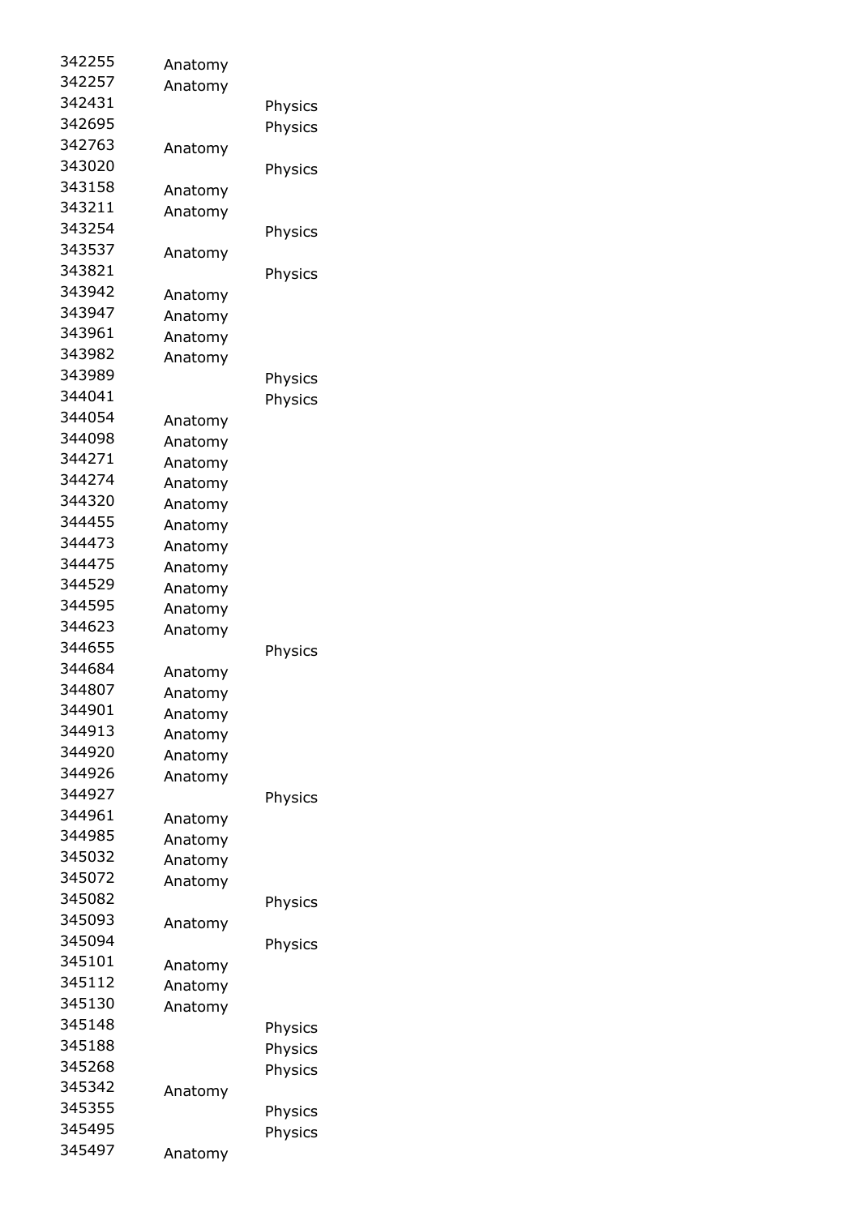| | | |
|---|---|---|
| 342255 | Anatomy | |
| 342257 | Anatomy | |
| 342431 | | Physics |
| 342695 | | Physics |
| 342763 | Anatomy | |
| 343020 | | Physics |
| 343158 | Anatomy | |
| 343211 | Anatomy | |
| 343254 | | Physics |
| 343537 | Anatomy | |
| 343821 | | Physics |
| 343942 | Anatomy | |
| 343947 | Anatomy | |
| 343961 | Anatomy | |
| 343982 | Anatomy | |
| 343989 | | Physics |
| 344041 | | Physics |
| 344054 | Anatomy | |
| 344098 | Anatomy | |
| 344271 | Anatomy | |
| 344274 | Anatomy | |
| 344320 | Anatomy | |
| 344455 | Anatomy | |
| 344473 | Anatomy | |
| 344475 | Anatomy | |
| 344529 | Anatomy | |
| 344595 | Anatomy | |
| 344623 | Anatomy | |
| 344655 | | Physics |
| 344684 | Anatomy | |
| 344807 | Anatomy | |
| 344901 | Anatomy | |
| 344913 | Anatomy | |
| 344920 | Anatomy | |
| 344926 | Anatomy | |
| 344927 | | Physics |
| 344961 | Anatomy | |
| 344985 | Anatomy | |
| 345032 | Anatomy | |
| 345072 | Anatomy | |
| 345082 | | Physics |
| 345093 | Anatomy | |
| 345094 | | Physics |
| 345101 | Anatomy | |
| 345112 | Anatomy | |
| 345130 | Anatomy | |
| 345148 | | Physics |
| 345188 | | Physics |
| 345268 | | Physics |
| 345342 | Anatomy | |
| 345355 | | Physics |
| 345495 | | Physics |
| 345497 | Anatomy | |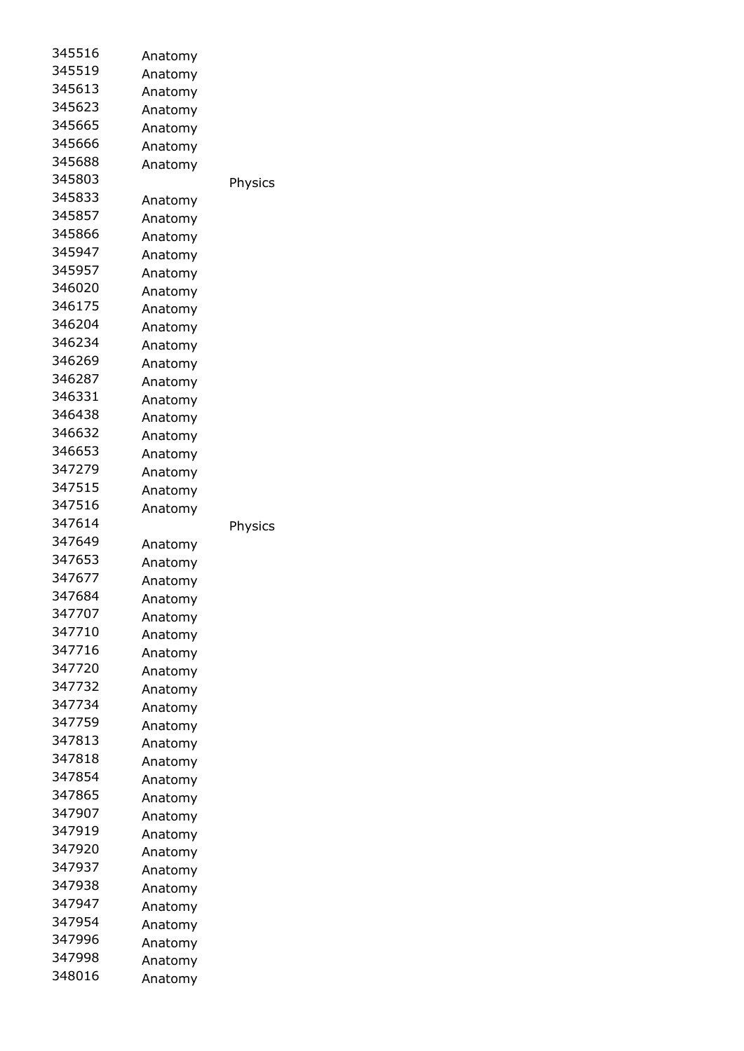| | | |
|---|---|---|
| 345516 | Anatomy | |
| 345519 | Anatomy | |
| 345613 | Anatomy | |
| 345623 | Anatomy | |
| 345665 | Anatomy | |
| 345666 | Anatomy | |
| 345688 | Anatomy | |
| 345803 | | Physics |
| 345833 | Anatomy | |
| 345857 | Anatomy | |
| 345866 | Anatomy | |
| 345947 | Anatomy | |
| 345957 | Anatomy | |
| 346020 | Anatomy | |
| 346175 | Anatomy | |
| 346204 | Anatomy | |
| 346234 | Anatomy | |
| 346269 | Anatomy | |
| 346287 | Anatomy | |
| 346331 | Anatomy | |
| 346438 | Anatomy | |
| 346632 | Anatomy | |
| 346653 | Anatomy | |
| 347279 | Anatomy | |
| 347515 | Anatomy | |
| 347516 | Anatomy | |
| 347614 | | Physics |
| 347649 | Anatomy | |
| 347653 | Anatomy | |
| 347677 | Anatomy | |
| 347684 | Anatomy | |
| 347707 | Anatomy | |
| 347710 | Anatomy | |
| 347716 | Anatomy | |
| 347720 | Anatomy | |
| 347732 | Anatomy | |
| 347734 | Anatomy | |
| 347759 | Anatomy | |
| 347813 | Anatomy | |
| 347818 | Anatomy | |
| 347854 | Anatomy | |
| 347865 | Anatomy | |
| 347907 | Anatomy | |
| 347919 | Anatomy | |
| 347920 | Anatomy | |
| 347937 | Anatomy | |
| 347938 | Anatomy | |
| 347947 | Anatomy | |
| 347954 | Anatomy | |
| 347996 | Anatomy | |
| 347998 | Anatomy | |
| 348016 | Anatomy | |